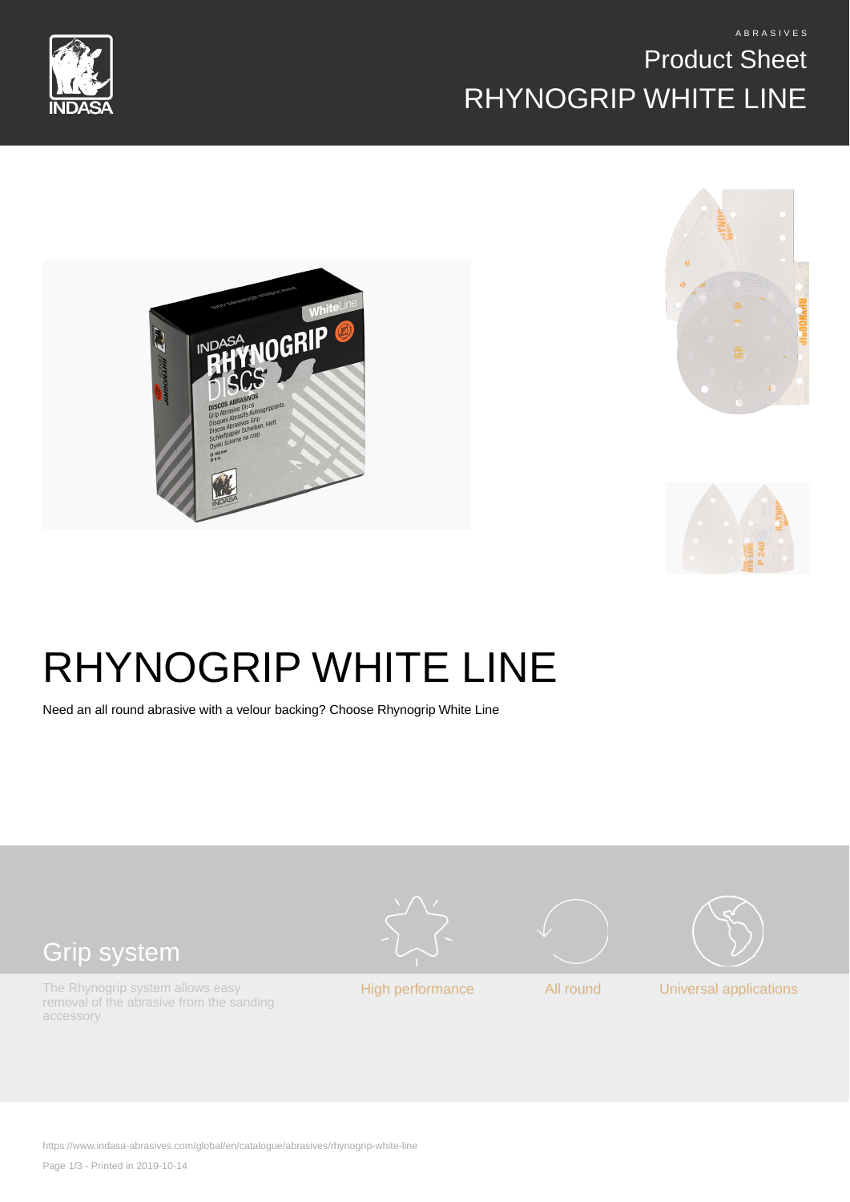ABRASIVES

Product Sheet

RHYNOGRIP WHITE LINE

# RHYNOGRIP WHITE LINE

Need an all round abrasive with a velour backing? Choose Rhynogrip White Line

## Grip system

The Rhynogrip system allows easy removal of the abrasive from the sanding accessory

High performance

All round

Universal applications

https://www.indasa-abrasives.com/global/en/catalogue/abrasives/rhynogrip-white-line

Printed in 2019-10-14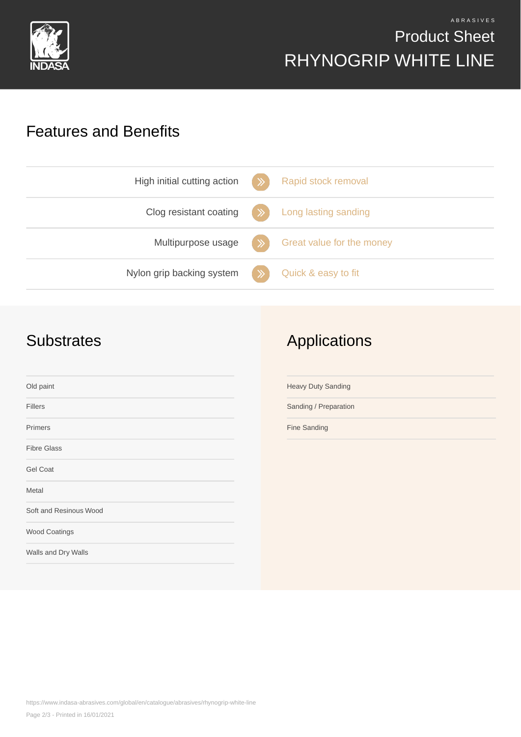# Features and Benefits

| Feature | Benefit |
|---|---|
| High initial cutting action | Rapid stock removal |
| Clog resistant coating | Long lasting sanding |
| Multipurpose usage | Great value for the money |
| Nylon grip backing system | Quick & easy to fit |

## Substrates

- Old paint
- Fillers
- Primers
- Fibre Glass
- Gel Coat
- Metal
- Soft and Resinous Wood
- Wood Coatings
- Walls and Dry Walls

## Applications

- Heavy Duty Sanding
- Sanding / Preparation
- Fine Sanding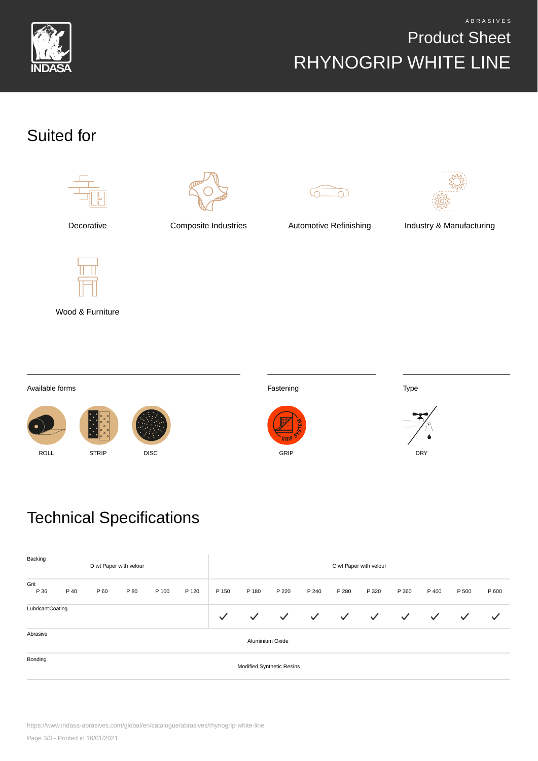ABRASIVES

# Product Sheet

# RHYNOGRIP WHITE LINE

## Suited for

Decorative

Composite Industries

Automotive Refinishing

Industry & Manufacturing

Wood & Furniture

Available forms

ROLL

STRIP

DISC

Fastening

GRIP

Type

DRY

## Technical Specifications

| | | | | | | | | | | | | | | | | |
|---|---|---|---|---|---|---|---|---|---|---|---|---|---|---|---|---|
| Backing | D wt Paper with velour | | | | | | C wt Paper with velour | | | | | | | | | |
| Grit | P 36 | P 40 | P 60 | P 80 | P 100 | P 120 | P 150 | P 180 | P 220 | P 240 | P 280 | P 320 | P 360 | P 400 | P 500 | P 600 |
| LubricantCoating | | | | | | | ✓ | ✓ | ✓ | ✓ | ✓ | ✓ | ✓ | ✓ | ✓ | ✓ |
| Abrasive | Aluminium Oxide | | | | | | | | | | | | | | | |
| Bonding | Modified Synthetic Resins | | | | | | | | | | | | | | | |

https://www.indasa-abrasives.com/global/en/catalogue/abrasives/rhynogrip-white-line

Page 3/3 - Printed in 16/01/2021